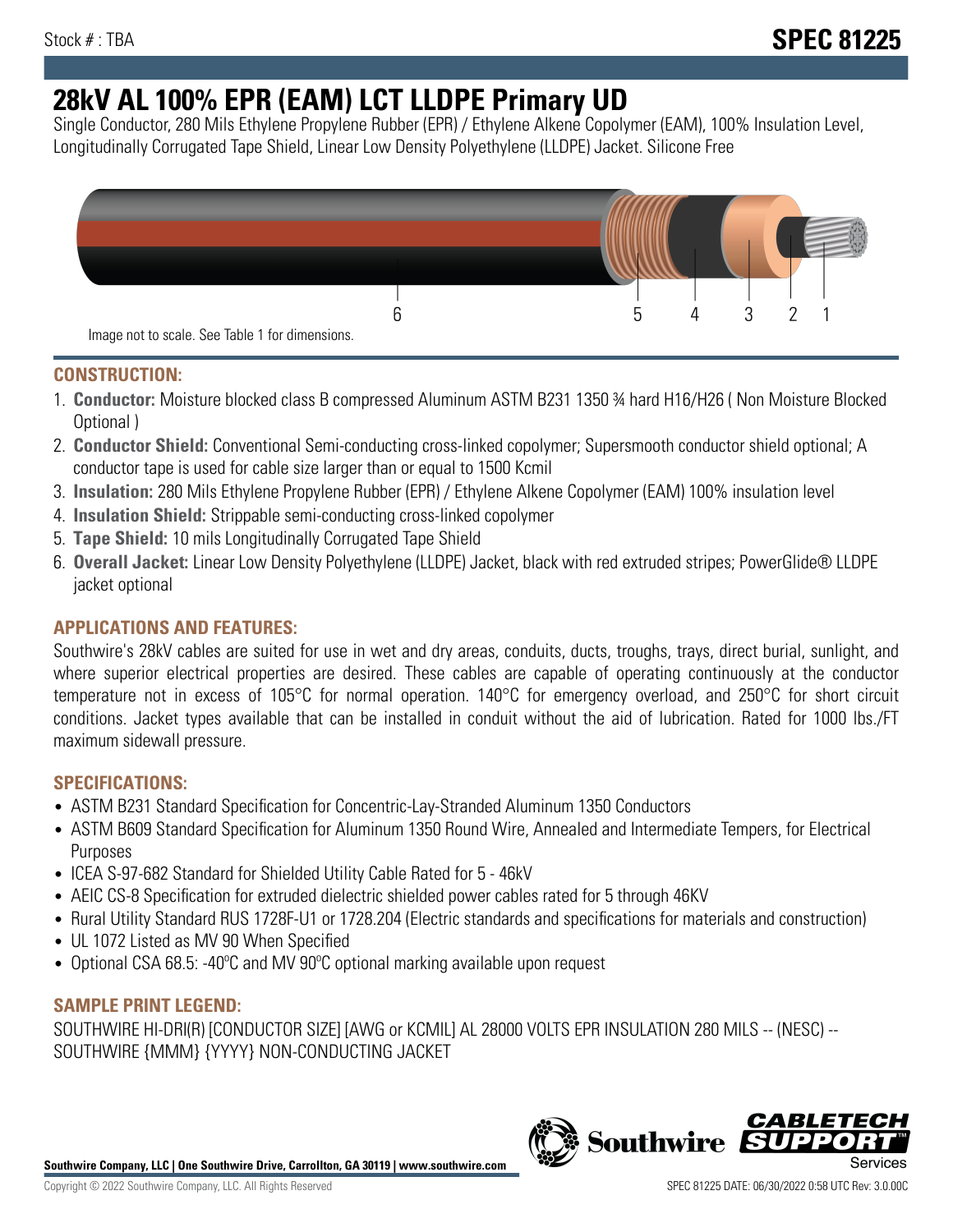Stock # : TBA

# SPEC 81225

# 28kV AL 100% EPR (EAM) LCT LLDPE Primary UD

Single Conductor, 280 Mils Ethylene Propylene Rubber (EPR) / Ethylene Alkene Copolymer (EAM), 100% Insulation Level, Longitudinally Corrugated Tape Shield, Linear Low Density Polyethylene (LLDPE) Jacket. Silicone Free

6 5 4 3 2 1

Image not to scale. See Table 1 for dimensions.

## CONSTRUCTION:

1. **Conductor:** Moisture blocked class B compressed Aluminum ASTM B231 1350 ¾ hard H16/H26 ( Non Moisture Blocked Optional )
2. **Conductor Shield:** Conventional Semi-conducting cross-linked copolymer; Supersmooth conductor shield optional; A conductor tape is used for cable size larger than or equal to 1500 Kcmil
3. **Insulation:** 280 Mils Ethylene Propylene Rubber (EPR) / Ethylene Alkene Copolymer (EAM) 100% insulation level
4. **Insulation Shield:** Strippable semi-conducting cross-linked copolymer
5. **Tape Shield:** 10 mils Longitudinally Corrugated Tape Shield
6. **Overall Jacket:** Linear Low Density Polyethylene (LLDPE) Jacket, black with red extruded stripes; PowerGlide® LLDPE jacket optional

## APPLICATIONS AND FEATURES:

Southwire's 28kV cables are suited for use in wet and dry areas, conduits, ducts, troughs, trays, direct burial, sunlight, and where superior electrical properties are desired. These cables are capable of operating continuously at the conductor temperature not in excess of 105°C for normal operation. 140°C for emergency overload, and 250°C for short circuit conditions. Jacket types available that can be installed in conduit without the aid of lubrication. Rated for 1000 lbs./FT maximum sidewall pressure.

## SPECIFICATIONS:

- ASTM B231 Standard Specification for Concentric-Lay-Stranded Aluminum 1350 Conductors
- ASTM B609 Standard Specification for Aluminum 1350 Round Wire, Annealed and Intermediate Tempers, for Electrical Purposes
- ICEA S-97-682 Standard for Shielded Utility Cable Rated for 5 - 46kV
- AEIC CS-8 Specification for extruded dielectric shielded power cables rated for 5 through 46KV
- Rural Utility Standard RUS 1728F-U1 or 1728.204 (Electric standards and specifications for materials and construction)
- UL 1072 Listed as MV 90 When Specified
- Optional CSA 68.5: -40ºC and MV 90ºC optional marking available upon request

## SAMPLE PRINT LEGEND:

SOUTHWIRE HI-DRI(R) [CONDUCTOR SIZE] [AWG or KCMIL] AL 28000 VOLTS EPR INSULATION 280 MILS -- (NESC) -- SOUTHWIRE {MMM} {YYYY} NON-CONDUCTING JACKET

**Southwire Company, LLC | One Southwire Drive, Carrollton, GA 30119 | www.southwire.com**

Copyright © 2022 Southwire Company, LLC. All Rights Reserved

SPEC 81225 DATE: 06/30/2022 0:58 UTC Rev: 3.0.00C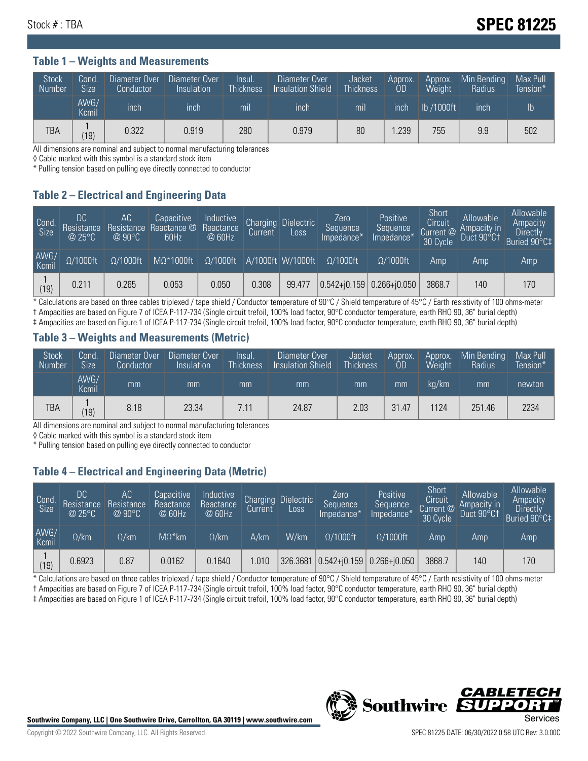Stock # : TBA

# SPEC 81225

### Table 1 – Weights and Measurements

| Stock Number | Cond. Size | Diameter Over Conductor | Diameter Over Insulation | Insul. Thickness | Diameter Over Insulation Shield | Jacket Thickness | Approx. OD | Approx. Weight | Min Bending Radius | Max Pull Tension* |
|---|---|---|---|---|---|---|---|---|---|---|
| | AWG/ Kcmil | inch | inch | mil | inch | mil | inch | lb /1000ft | inch | lb |
| TBA | 1 (19) | 0.322 | 0.919 | 280 | 0.979 | 80 | 1.239 | 755 | 9.9 | 502 |

All dimensions are nominal and subject to normal manufacturing tolerances

◊ Cable marked with this symbol is a standard stock item

* Pulling tension based on pulling eye directly connected to conductor

### Table 2 – Electrical and Engineering Data

| Cond. Size | DC Resistance @ 25°C | AC Resistance @ 90°C | Capacitive Reactance @ 60Hz | Inductive Reactance @ 60Hz | Charging Current | Dielectric Loss | Zero Sequence Impedance* | Positive Sequence Impedance* | Short Circuit Current @ 30 Cycle | Allowable Ampacity in Duct 90°C† | Allowable Ampacity Directly Buried 90°C‡ |
|---|---|---|---|---|---|---|---|---|---|---|---|
| AWG/ Kcmil | Ω/1000ft | Ω/1000ft | MΩ*1000ft | Ω/1000ft | A/1000ft | W/1000ft | Ω/1000ft | Ω/1000ft | Amp | Amp | Amp |
| 1 (19) | 0.211 | 0.265 | 0.053 | 0.050 | 0.308 | 99.477 | 0.542+j0.159 | 0.266+j0.050 | 3868.7 | 140 | 170 |

* Calculations are based on three cables triplexed / tape shield / Conductor temperature of 90°C / Shield temperature of 45°C / Earth resistivity of 100 ohms-meter

† Ampacities are based on Figure 7 of ICEA P-117-734 (Single circuit trefoil, 100% load factor, 90°C conductor temperature, earth RHO 90, 36" burial depth)

‡ Ampacities are based on Figure 1 of ICEA P-117-734 (Single circuit trefoil, 100% load factor, 90°C conductor temperature, earth RHO 90, 36" burial depth)

### Table 3 – Weights and Measurements (Metric)

| Stock Number | Cond. Size | Diameter Over Conductor | Diameter Over Insulation | Insul. Thickness | Diameter Over Insulation Shield | Jacket Thickness | Approx. OD | Approx. Weight | Min Bending Radius | Max Pull Tension* |
|---|---|---|---|---|---|---|---|---|---|---|
| | AWG/ Kcmil | mm | mm | mm | mm | mm | mm | kg/km | mm | newton |
| TBA | 1 (19) | 8.18 | 23.34 | 7.11 | 24.87 | 2.03 | 31.47 | 1124 | 251.46 | 2234 |

All dimensions are nominal and subject to normal manufacturing tolerances

◊ Cable marked with this symbol is a standard stock item

* Pulling tension based on pulling eye directly connected to conductor

### Table 4 – Electrical and Engineering Data (Metric)

| Cond. Size | DC Resistance @ 25°C | AC Resistance @ 90°C | Capacitive Reactance @ 60Hz | Inductive Reactance @ 60Hz | Charging Current | Dielectric Loss | Zero Sequence Impedance* | Positive Sequence Impedance* | Short Circuit Current @ 30 Cycle | Allowable Ampacity in Duct 90°C† | Allowable Ampacity Directly Buried 90°C‡ |
|---|---|---|---|---|---|---|---|---|---|---|---|
| AWG/ Kcmil | Ω/km | Ω/km | MΩ*km | Ω/km | A/km | W/km | Ω/1000ft | Ω/1000ft | Amp | Amp | Amp |
| 1 (19) | 0.6923 | 0.87 | 0.0162 | 0.1640 | 1.010 | 326.3681 | 0.542+j0.159 | 0.266+j0.050 | 3868.7 | 140 | 170 |

* Calculations are based on three cables triplexed / tape shield / Conductor temperature of 90°C / Shield temperature of 45°C / Earth resistivity of 100 ohms-meter

† Ampacities are based on Figure 7 of ICEA P-117-734 (Single circuit trefoil, 100% load factor, 90°C conductor temperature, earth RHO 90, 36" burial depth)

‡ Ampacities are based on Figure 1 of ICEA P-117-734 (Single circuit trefoil, 100% load factor, 90°C conductor temperature, earth RHO 90, 36" burial depth)

**Southwire Company, LLC | One Southwire Drive, Carrollton, GA 30119 | www.southwire.com**

Copyright © 2022 Southwire Company, LLC. All Rights Reserved

SPEC 81225 DATE: 06/30/2022 0:58 UTC Rev: 3.0.00C